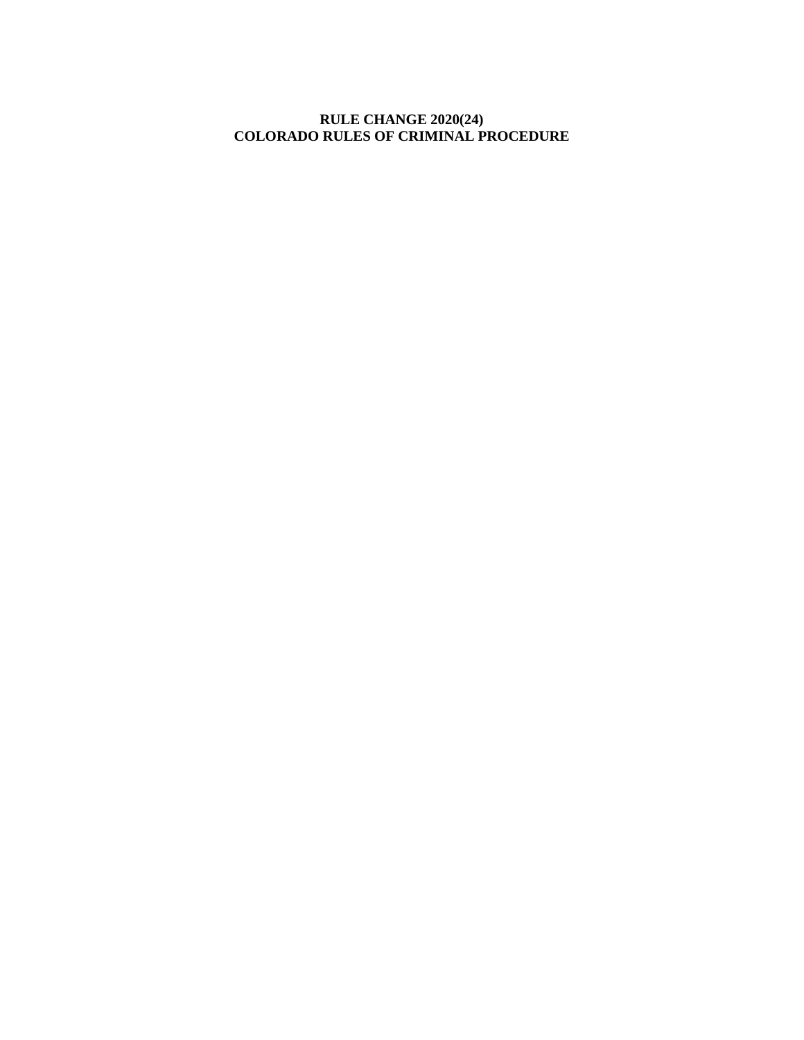**RULE CHANGE 2020(24)**
**COLORADO RULES OF CRIMINAL PROCEDURE**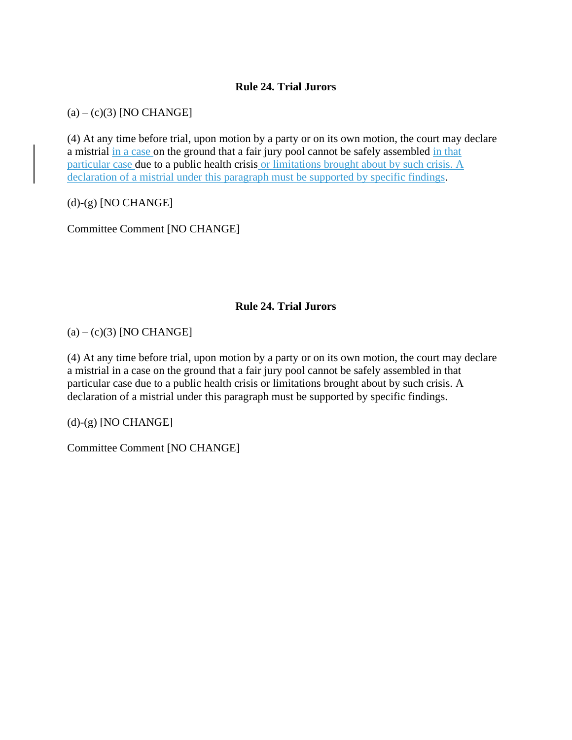**Rule 24. Trial Jurors**

(a) – (c)(3) [NO CHANGE]

(4) At any time before trial, upon motion by a party or on its own motion, the court may declare a mistrial in a case on the ground that a fair jury pool cannot be safely assembled in that particular case due to a public health crisis or limitations brought about by such crisis. A declaration of a mistrial under this paragraph must be supported by specific findings.

(d)-(g) [NO CHANGE]

Committee Comment [NO CHANGE]

**Rule 24. Trial Jurors**

(a) – (c)(3) [NO CHANGE]

(4) At any time before trial, upon motion by a party or on its own motion, the court may declare a mistrial in a case on the ground that a fair jury pool cannot be safely assembled in that particular case due to a public health crisis or limitations brought about by such crisis. A declaration of a mistrial under this paragraph must be supported by specific findings.

(d)-(g) [NO CHANGE]

Committee Comment [NO CHANGE]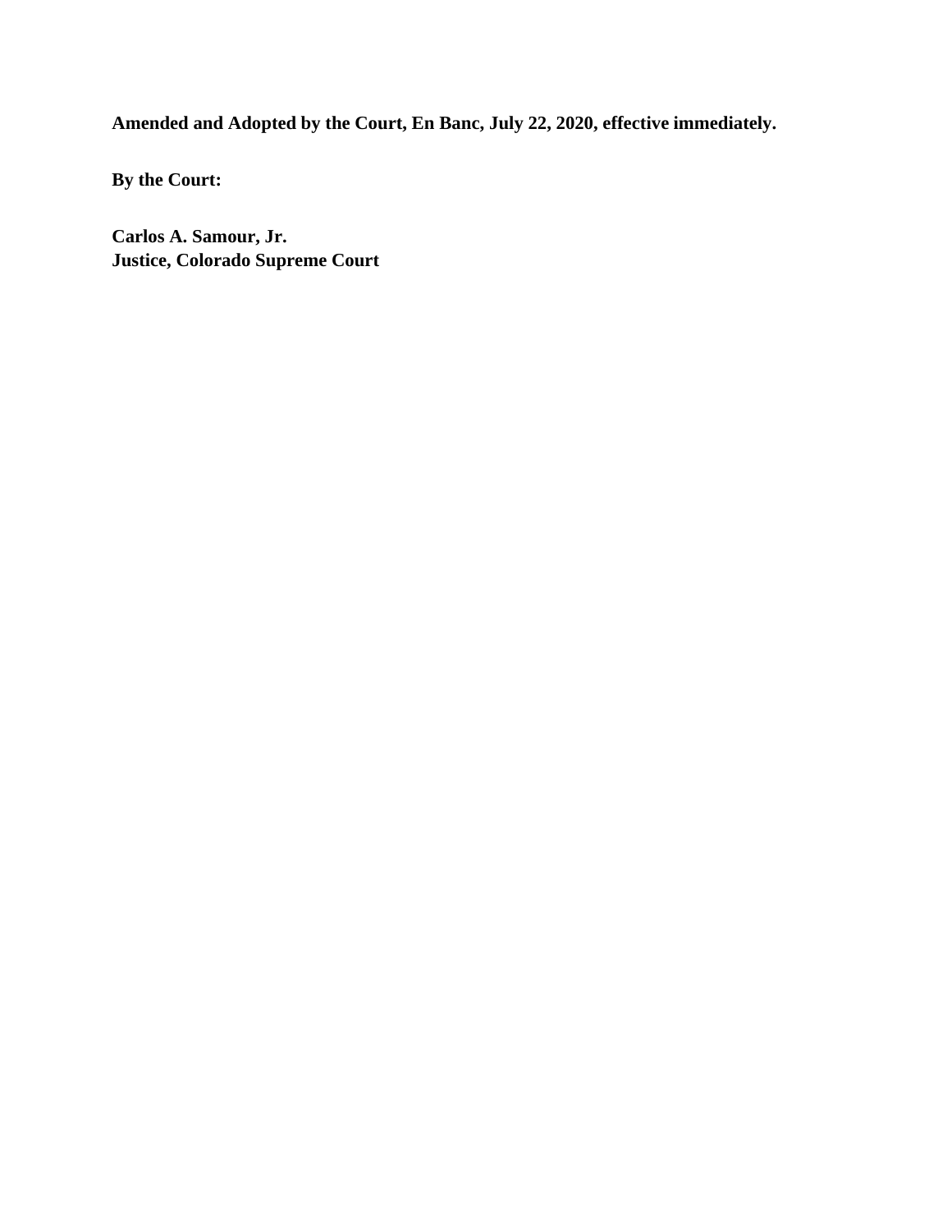**Amended and Adopted by the Court, En Banc, July 22, 2020, effective immediately.**

**By the Court:**

**Carlos A. Samour, Jr.**
**Justice, Colorado Supreme Court**